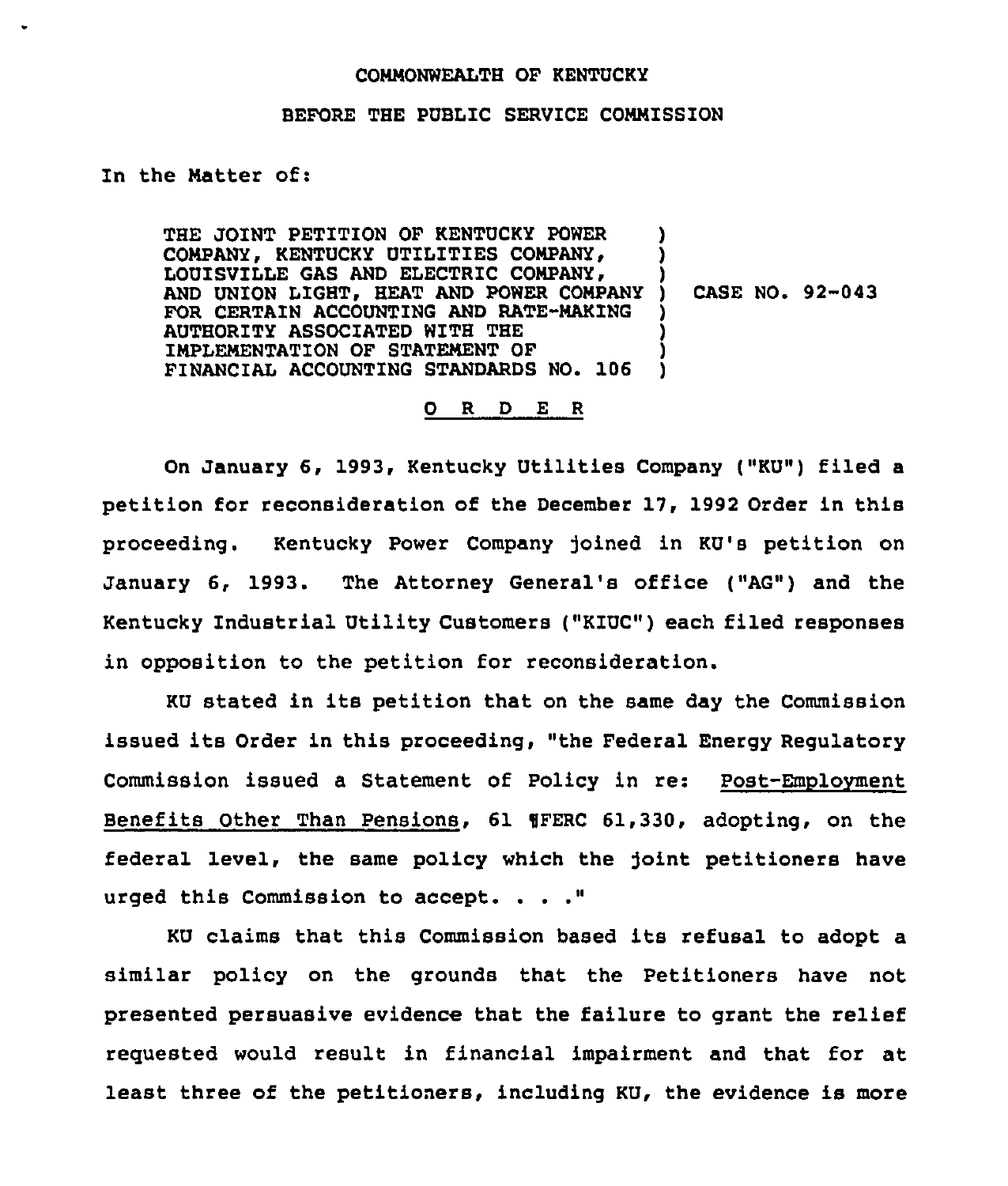COMMONWEALTH OF KENTUCKY

BEFORE THE PUBLIC SERVICE COMMISSION

In the Matter of:

| | |
|---|---|
| THE JOINT PETITION OF KENTUCKY POWER COMPANY, KENTUCKY UTILITIES COMPANY, LOUISVILLE GAS AND ELECTRIC COMPANY, AND UNION LIGHT, HEAT AND POWER COMPANY FOR CERTAIN ACCOUNTING AND RATE-MAKING AUTHORITY ASSOCIATED WITH THE IMPLEMENTATION OF STATEMENT OF FINANCIAL ACCOUNTING STANDARDS NO. 106 | CASE NO. 92-043 |

O R D E R

On January 6, 1993, Kentucky Utilities Company ("KU") filed a petition for reconsideration of the December 17, 1992 Order in this proceeding. Kentucky Power Company joined in KU's petition on January 6, 1993. The Attorney General's office ("AG") and the Kentucky Industrial Utility Customers ("KIUC") each filed responses in opposition to the petition for reconsideration.

KU stated in its petition that on the same day the Commission issued its Order in this proceeding, "the Federal Energy Regulatory Commission issued a Statement of Policy in re: Post-Employment Benefits Other Than Pensions, 61 ¶FERC 61,330, adopting, on the federal level, the same policy which the joint petitioners have urged this Commission to accept. . . ."

KU claims that this Commission based its refusal to adopt a similar policy on the grounds that the Petitioners have not presented persuasive evidence that the failure to grant the relief requested would result in financial impairment and that for at least three of the petitioners, including KU, the evidence is more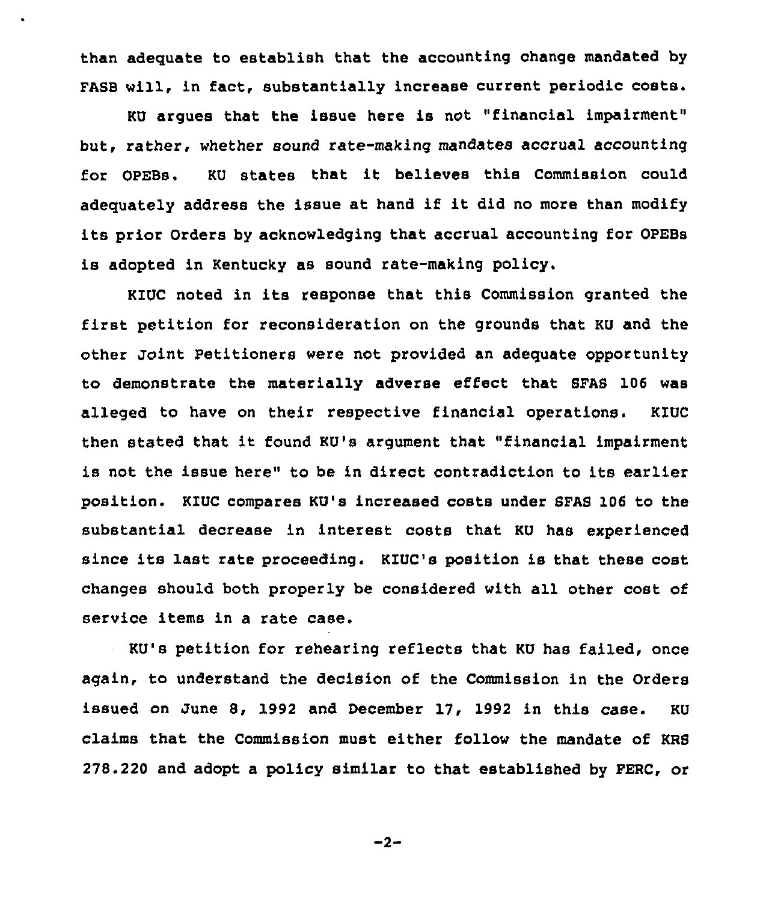than adequate to establish that the accounting change mandated by FASB will, in fact, substantially increase current periodic costs.

KU argues that the issue here is not "financial impairment" but, rather, whether sound rate-making mandates accrual accounting for OPEBs. KU states that it believes this Commission could adequately address the issue at hand if it did no more than modify its prior Orders by acknowledging that accrual accounting for OPEBs is adopted in Kentucky as sound rate-making policy.

KIUC noted in its response that this Commission granted the first petition for reconsideration on the grounds that KU and the other Joint Petitioners were not provided an adequate opportunity to demonstrate the materially adverse effect that SFAS 106 was alleged to have on their respective financial operations. KIUC then stated that it found KU's argument that "financial impairment is not the issue here" to be in direct contradiction to its earlier position. KIUC compares KU's increased costs under SFAS 106 to the substantial decrease in interest costs that KU has experienced since its last rate proceeding. KIUC's position is that these cost changes should both properly be considered with all other cost of service items in a rate case.

KU's petition for rehearing reflects that KU has failed, once again, to understand the decision of the Commission in the Orders issued on June 8, 1992 and December 17, 1992 in this case. KU claims that the Commission must either follow the mandate of KRS 278.220 and adopt a policy similar to that established by FERC, or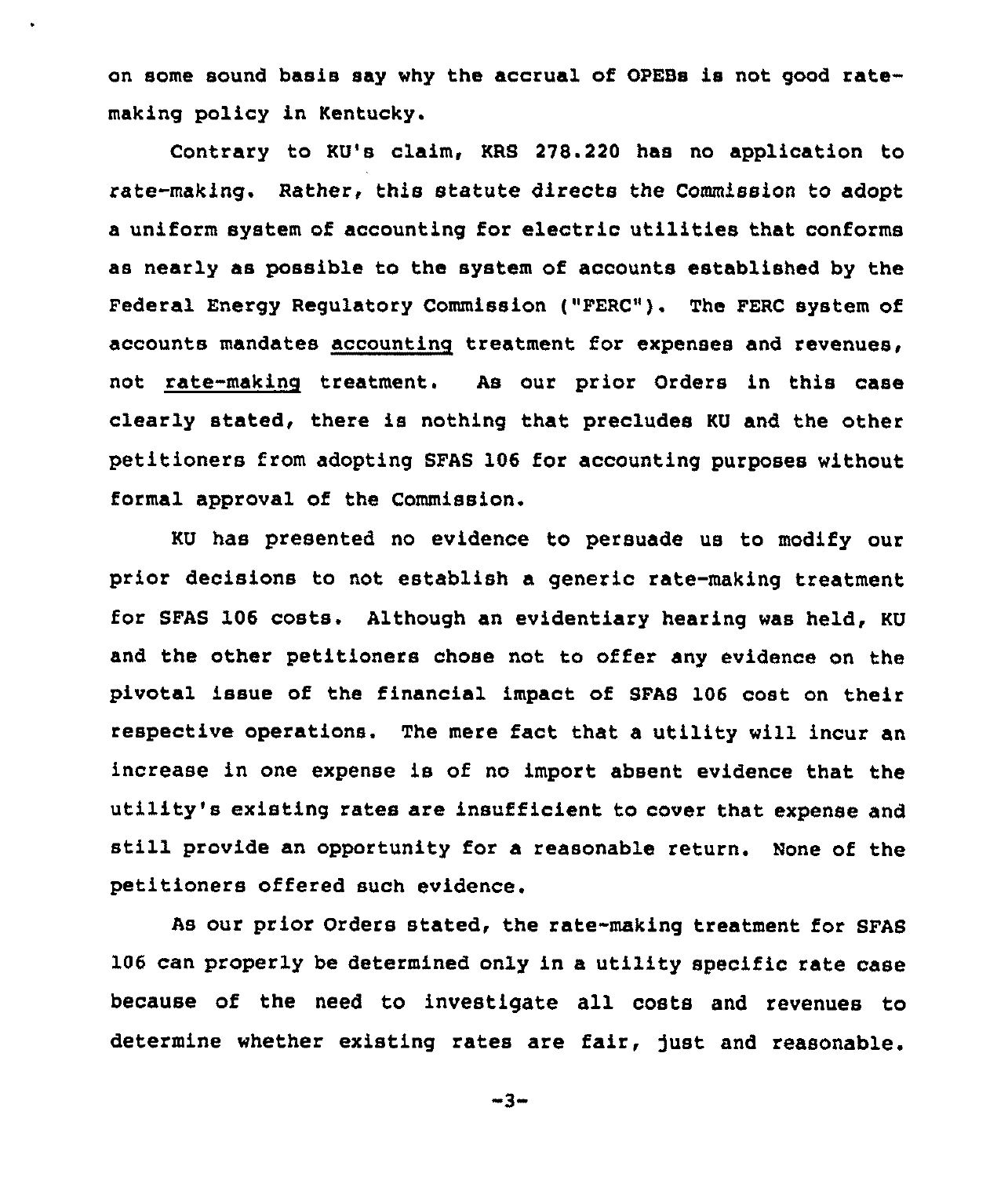on some sound basis say why the accrual of OPEBs is not good rate-making policy in Kentucky.

Contrary to KU's claim, KRS 278.220 has no application to rate-making. Rather, this statute directs the Commission to adopt a uniform system of accounting for electric utilities that conforms as nearly as possible to the system of accounts established by the Federal Energy Regulatory Commission ("FERC"). The FERC system of accounts mandates <u>accounting</u> treatment for expenses and revenues, not <u>rate-making</u> treatment. As our prior Orders in this case clearly stated, there is nothing that precludes KU and the other petitioners from adopting SFAS 106 for accounting purposes without formal approval of the Commission.

KU has presented no evidence to persuade us to modify our prior decisions to not establish a generic rate-making treatment for SFAS 106 costs. Although an evidentiary hearing was held, KU and the other petitioners chose not to offer any evidence on the pivotal issue of the financial impact of SFAS 106 cost on their respective operations. The mere fact that a utility will incur an increase in one expense is of no import absent evidence that the utility's existing rates are insufficient to cover that expense and still provide an opportunity for a reasonable return. None of the petitioners offered such evidence.

As our prior Orders stated, the rate-making treatment for SFAS 106 can properly be determined only in a utility specific rate case because of the need to investigate all costs and revenues to determine whether existing rates are fair, just and reasonable.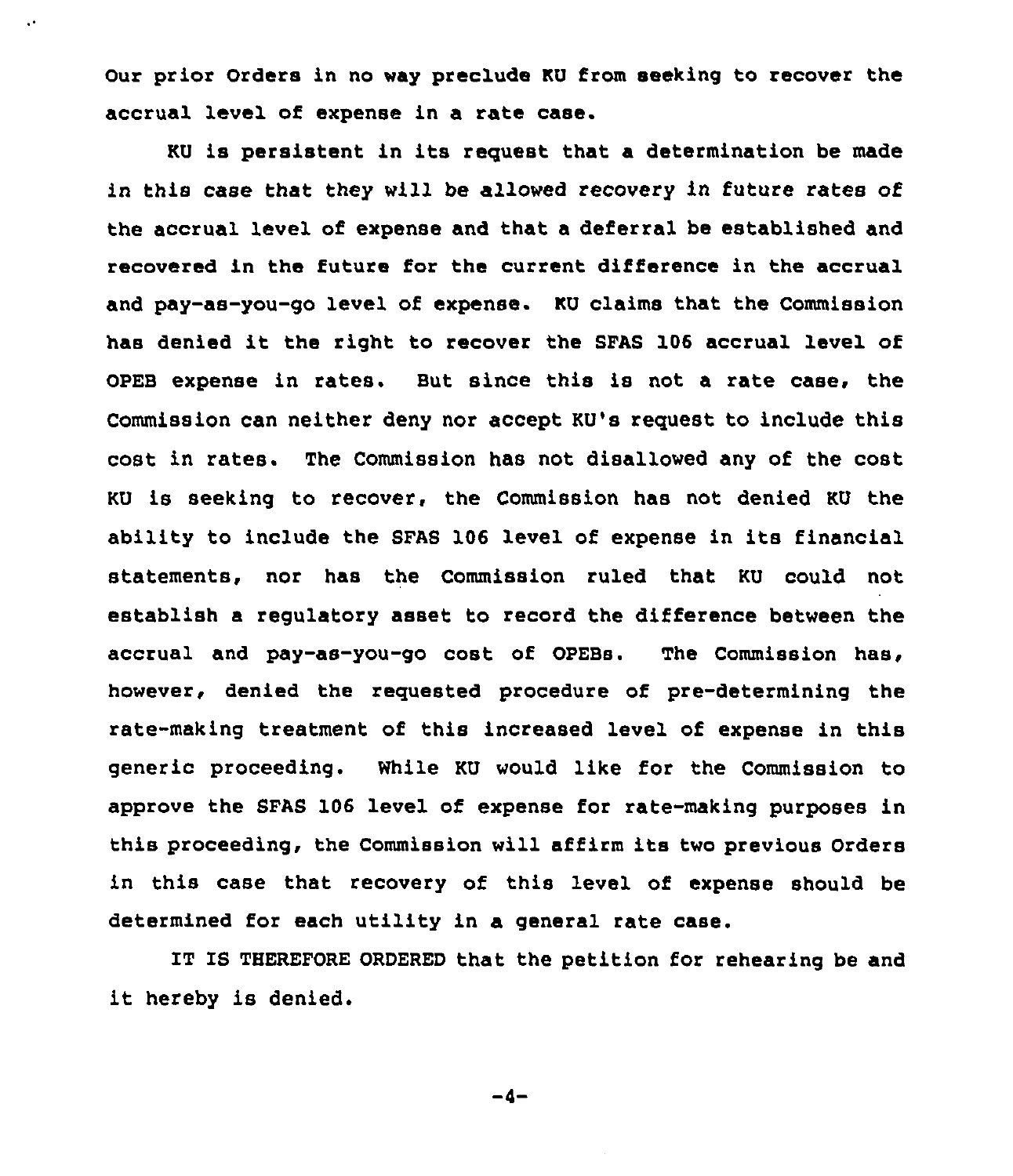Our prior Orders in no way preclude KU from seeking to recover the accrual level of expense in a rate case.

KU is persistent in its request that a determination be made in this case that they will be allowed recovery in future rates of the accrual level of expense and that a deferral be established and recovered in the future for the current difference in the accrual and pay-as-you-go level of expense. KU claims that the Commission has denied it the right to recover the SFAS 106 accrual level of OPEB expense in rates. But since this is not a rate case, the Commission can neither deny nor accept KU's request to include this cost in rates. The Commission has not disallowed any of the cost KU is seeking to recover, the Commission has not denied KU the ability to include the SFAS 106 level of expense in its financial statements, nor has the Commission ruled that KU could not establish a regulatory asset to record the difference between the accrual and pay-as-you-go cost of OPEBs. The Commission has, however, denied the requested procedure of pre-determining the rate-making treatment of this increased level of expense in this generic proceeding. While KU would like for the Commission to approve the SFAS 106 level of expense for rate-making purposes in this proceeding, the Commission will affirm its two previous Orders in this case that recovery of this level of expense should be determined for each utility in a general rate case.

IT IS THEREFORE ORDERED that the petition for rehearing be and it hereby is denied.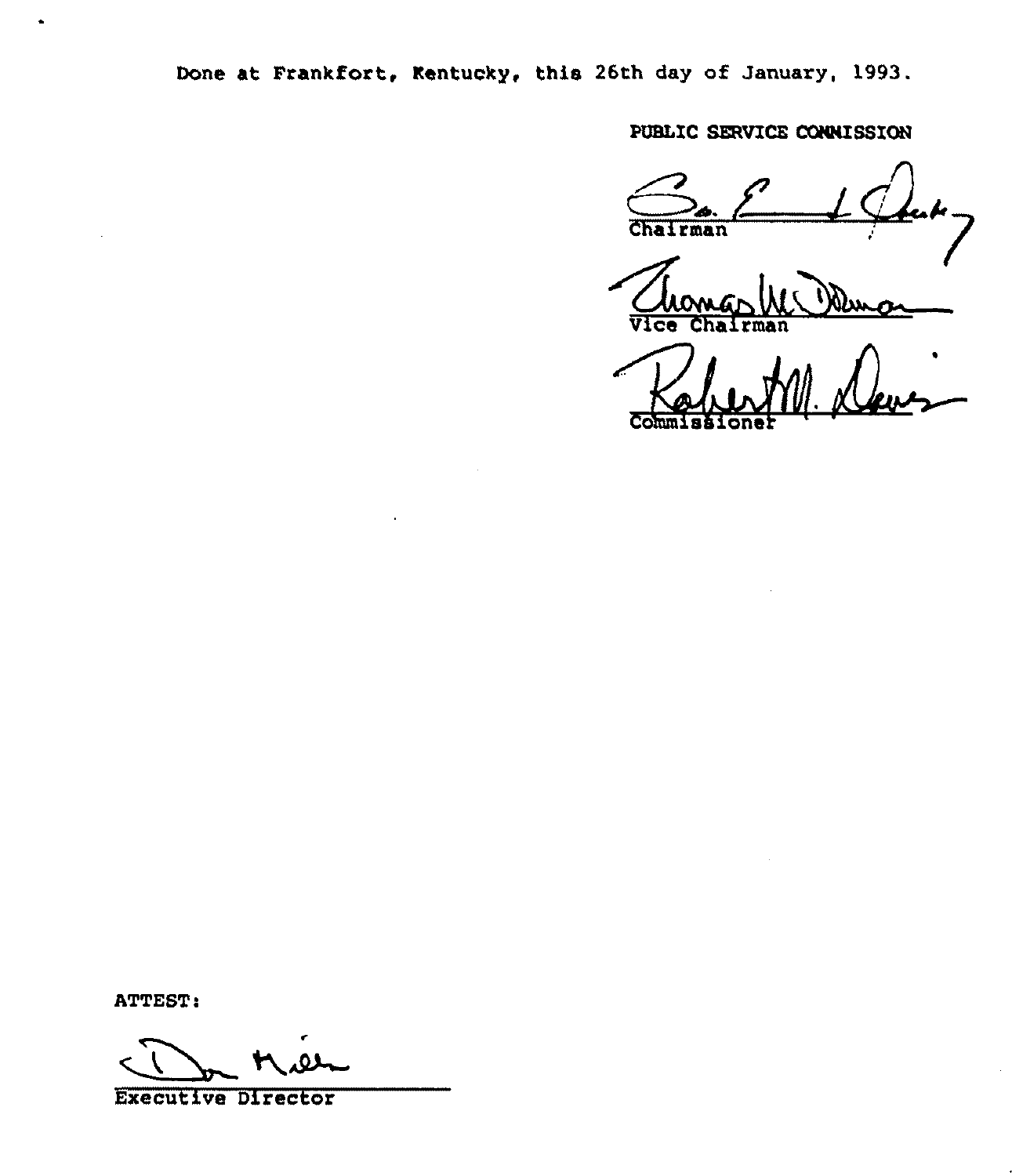Done at Frankfort, Kentucky, this 26th day of January, 1993.

PUBLIC SERVICE COMMISSION

Chairman

Vice Chairman

Commissioner

ATTEST:

Executive Director